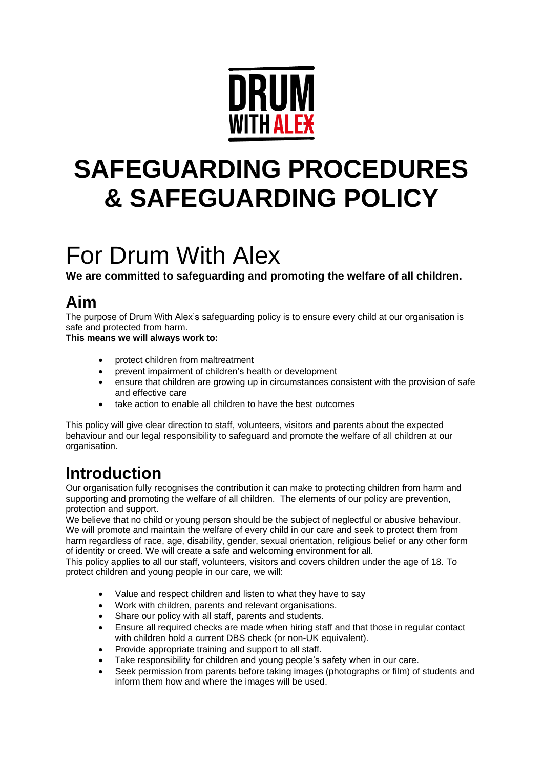DRUM WITH ALEX

# SAFEGUARDING PROCEDURES & SAFEGUARDING POLICY

# For Drum With Alex

**We are committed to safeguarding and promoting the welfare of all children.**

## Aim

The purpose of Drum With Alex's safeguarding policy is to ensure every child at our organisation is safe and protected from harm.

**This means we will always work to:**

- protect children from maltreatment
- prevent impairment of children's health or development
- ensure that children are growing up in circumstances consistent with the provision of safe and effective care
- take action to enable all children to have the best outcomes

This policy will give clear direction to staff, volunteers, visitors and parents about the expected behaviour and our legal responsibility to safeguard and promote the welfare of all children at our organisation.

## Introduction

Our organisation fully recognises the contribution it can make to protecting children from harm and supporting and promoting the welfare of all children. The elements of our policy are prevention, protection and support.

We believe that no child or young person should be the subject of neglectful or abusive behaviour. We will promote and maintain the welfare of every child in our care and seek to protect them from harm regardless of race, age, disability, gender, sexual orientation, religious belief or any other form of identity or creed. We will create a safe and welcoming environment for all.

This policy applies to all our staff, volunteers, visitors and covers children under the age of 18. To protect children and young people in our care, we will:

- Value and respect children and listen to what they have to say
- Work with children, parents and relevant organisations.
- Share our policy with all staff, parents and students.
- Ensure all required checks are made when hiring staff and that those in regular contact with children hold a current DBS check (or non-UK equivalent).
- Provide appropriate training and support to all staff.
- Take responsibility for children and young people's safety when in our care.
- Seek permission from parents before taking images (photographs or film) of students and inform them how and where the images will be used.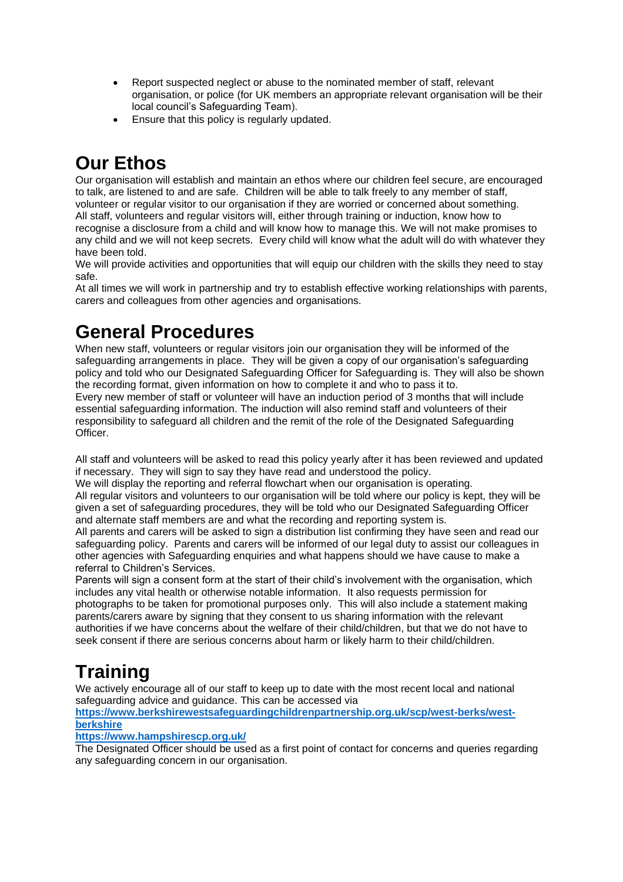- Report suspected neglect or abuse to the nominated member of staff, relevant organisation, or police (for UK members an appropriate relevant organisation will be their local council's Safeguarding Team).
- Ensure that this policy is regularly updated.

# Our Ethos

Our organisation will establish and maintain an ethos where our children feel secure, are encouraged to talk, are listened to and are safe. Children will be able to talk freely to any member of staff, volunteer or regular visitor to our organisation if they are worried or concerned about something.
All staff, volunteers and regular visitors will, either through training or induction, know how to recognise a disclosure from a child and will know how to manage this. We will not make promises to any child and we will not keep secrets. Every child will know what the adult will do with whatever they have been told.
We will provide activities and opportunities that will equip our children with the skills they need to stay safe.
At all times we will work in partnership and try to establish effective working relationships with parents, carers and colleagues from other agencies and organisations.

# General Procedures

When new staff, volunteers or regular visitors join our organisation they will be informed of the safeguarding arrangements in place. They will be given a copy of our organisation's safeguarding policy and told who our Designated Safeguarding Officer for Safeguarding is. They will also be shown the recording format, given information on how to complete it and who to pass it to.
Every new member of staff or volunteer will have an induction period of 3 months that will include essential safeguarding information. The induction will also remind staff and volunteers of their responsibility to safeguard all children and the remit of the role of the Designated Safeguarding Officer.

All staff and volunteers will be asked to read this policy yearly after it has been reviewed and updated if necessary. They will sign to say they have read and understood the policy.
We will display the reporting and referral flowchart when our organisation is operating.
All regular visitors and volunteers to our organisation will be told where our policy is kept, they will be given a set of safeguarding procedures, they will be told who our Designated Safeguarding Officer and alternate staff members are and what the recording and reporting system is.
All parents and carers will be asked to sign a distribution list confirming they have seen and read our safeguarding policy. Parents and carers will be informed of our legal duty to assist our colleagues in other agencies with Safeguarding enquiries and what happens should we have cause to make a referral to Children's Services.
Parents will sign a consent form at the start of their child's involvement with the organisation, which includes any vital health or otherwise notable information. It also requests permission for photographs to be taken for promotional purposes only. This will also include a statement making parents/carers aware by signing that they consent to us sharing information with the relevant authorities if we have concerns about the welfare of their child/children, but that we do not have to seek consent if there are serious concerns about harm or likely harm to their child/children.

# Training

We actively encourage all of our staff to keep up to date with the most recent local and national safeguarding advice and guidance. This can be accessed via
**https://www.berkshirewestsafeguardingchildrenpartnership.org.uk/scp/west-berks/west-berkshire**
**https://www.hampshirescp.org.uk/**
The Designated Officer should be used as a first point of contact for concerns and queries regarding any safeguarding concern in our organisation.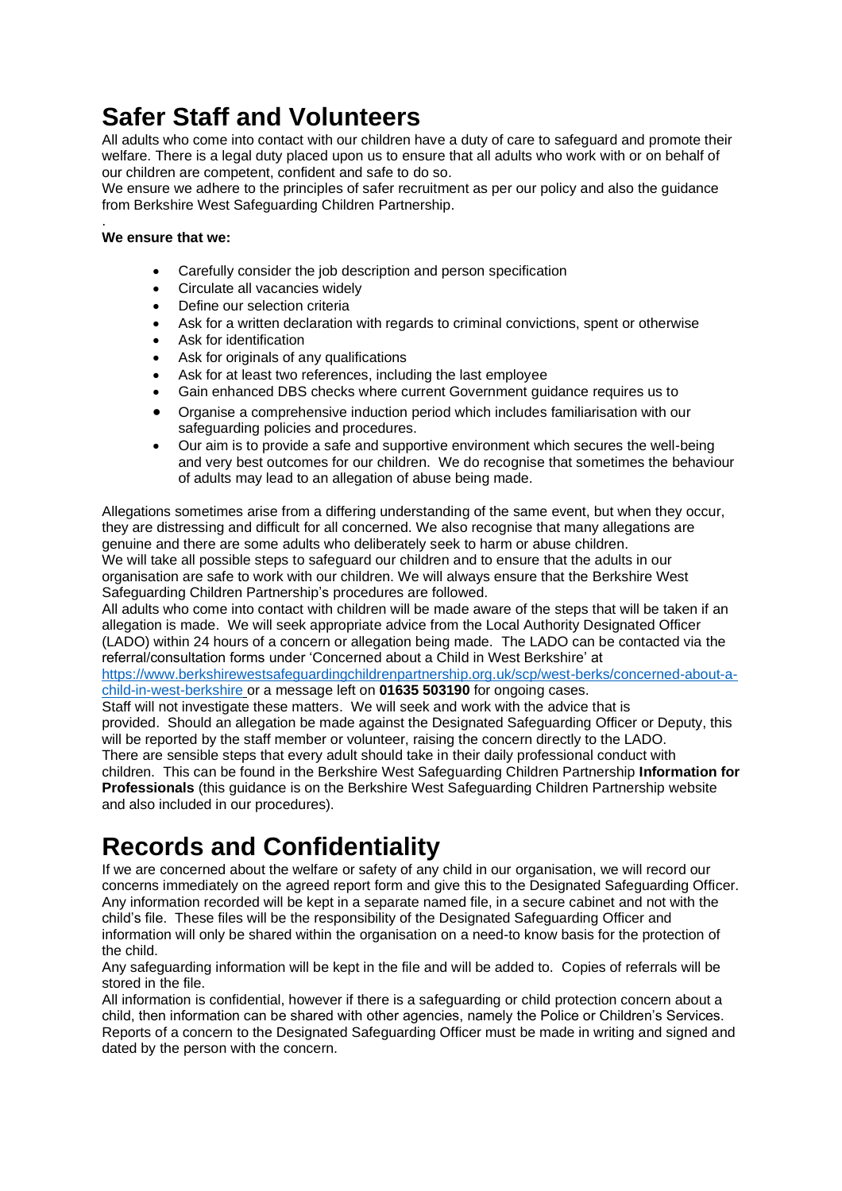# Safer Staff and Volunteers

All adults who come into contact with our children have a duty of care to safeguard and promote their welfare. There is a legal duty placed upon us to ensure that all adults who work with or on behalf of our children are competent, confident and safe to do so.

We ensure we adhere to the principles of safer recruitment as per our policy and also the guidance from Berkshire West Safeguarding Children Partnership.

.

**We ensure that we:**

- Carefully consider the job description and person specification
- Circulate all vacancies widely
- Define our selection criteria
- Ask for a written declaration with regards to criminal convictions, spent or otherwise
- Ask for identification
- Ask for originals of any qualifications
- Ask for at least two references, including the last employee
- Gain enhanced DBS checks where current Government guidance requires us to
- Organise a comprehensive induction period which includes familiarisation with our safeguarding policies and procedures.
- Our aim is to provide a safe and supportive environment which secures the well-being and very best outcomes for our children. We do recognise that sometimes the behaviour of adults may lead to an allegation of abuse being made.

Allegations sometimes arise from a differing understanding of the same event, but when they occur, they are distressing and difficult for all concerned. We also recognise that many allegations are genuine and there are some adults who deliberately seek to harm or abuse children.

We will take all possible steps to safeguard our children and to ensure that the adults in our organisation are safe to work with our children. We will always ensure that the Berkshire West Safeguarding Children Partnership's procedures are followed.

All adults who come into contact with children will be made aware of the steps that will be taken if an allegation is made. We will seek appropriate advice from the Local Authority Designated Officer (LADO) within 24 hours of a concern or allegation being made. The LADO can be contacted via the referral/consultation forms under 'Concerned about a Child in West Berkshire' at https://www.berkshirewestsafeguardingchildrenpartnership.org.uk/scp/west-berks/concerned-about-a-child-in-west-berkshire or a message left on **01635 503190** for ongoing cases.

Staff will not investigate these matters. We will seek and work with the advice that is provided. Should an allegation be made against the Designated Safeguarding Officer or Deputy, this will be reported by the staff member or volunteer, raising the concern directly to the LADO.

There are sensible steps that every adult should take in their daily professional conduct with children. This can be found in the Berkshire West Safeguarding Children Partnership **Information for Professionals** (this guidance is on the Berkshire West Safeguarding Children Partnership website and also included in our procedures).

# Records and Confidentiality

If we are concerned about the welfare or safety of any child in our organisation, we will record our concerns immediately on the agreed report form and give this to the Designated Safeguarding Officer. Any information recorded will be kept in a separate named file, in a secure cabinet and not with the child's file. These files will be the responsibility of the Designated Safeguarding Officer and information will only be shared within the organisation on a need-to know basis for the protection of the child.

Any safeguarding information will be kept in the file and will be added to. Copies of referrals will be stored in the file.

All information is confidential, however if there is a safeguarding or child protection concern about a child, then information can be shared with other agencies, namely the Police or Children's Services. Reports of a concern to the Designated Safeguarding Officer must be made in writing and signed and dated by the person with the concern.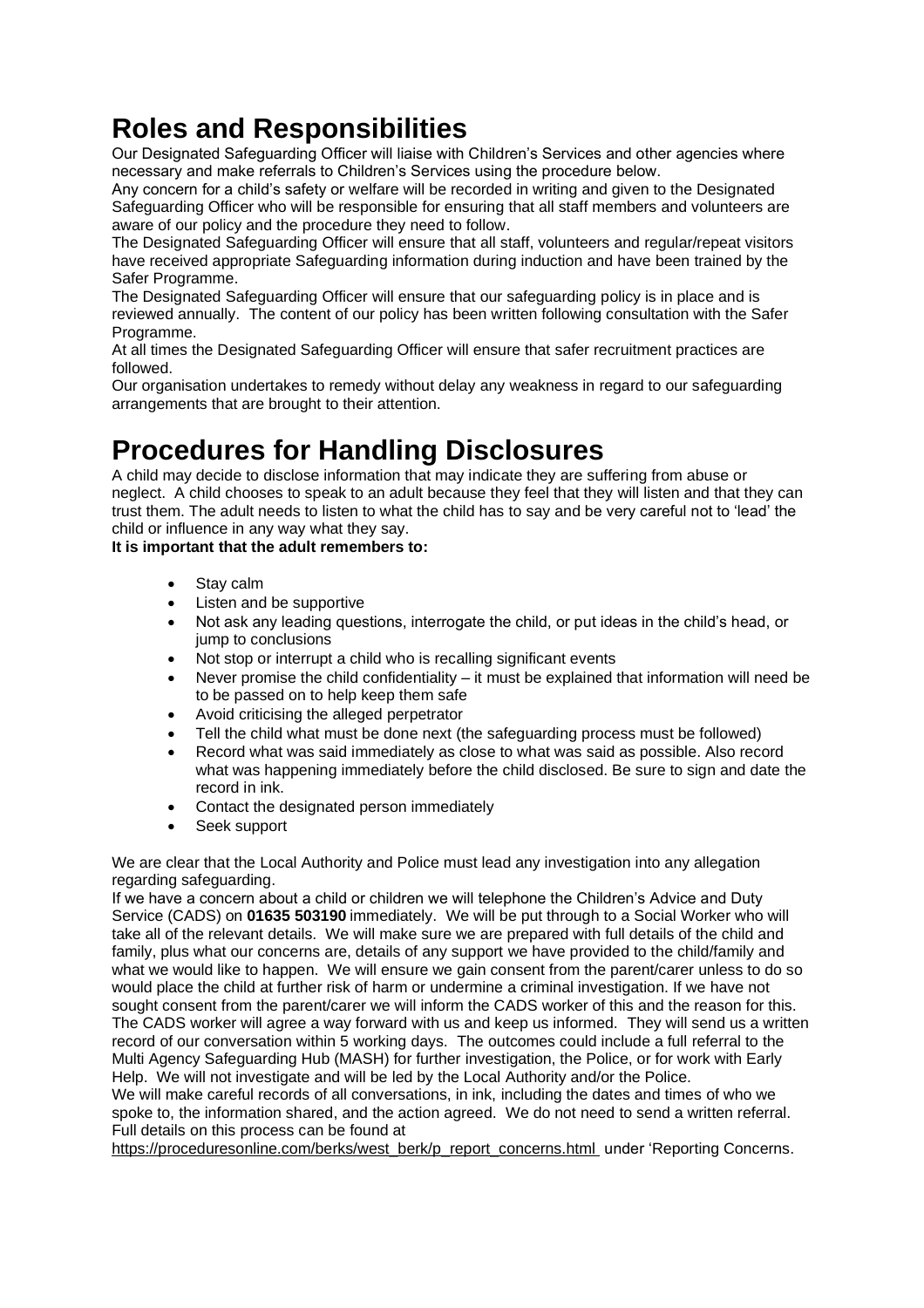# Roles and Responsibilities

Our Designated Safeguarding Officer will liaise with Children's Services and other agencies where necessary and make referrals to Children's Services using the procedure below.

Any concern for a child's safety or welfare will be recorded in writing and given to the Designated Safeguarding Officer who will be responsible for ensuring that all staff members and volunteers are aware of our policy and the procedure they need to follow.

The Designated Safeguarding Officer will ensure that all staff, volunteers and regular/repeat visitors have received appropriate Safeguarding information during induction and have been trained by the Safer Programme.

The Designated Safeguarding Officer will ensure that our safeguarding policy is in place and is reviewed annually. The content of our policy has been written following consultation with the Safer Programme.

At all times the Designated Safeguarding Officer will ensure that safer recruitment practices are followed.

Our organisation undertakes to remedy without delay any weakness in regard to our safeguarding arrangements that are brought to their attention.

# Procedures for Handling Disclosures

A child may decide to disclose information that may indicate they are suffering from abuse or neglect. A child chooses to speak to an adult because they feel that they will listen and that they can trust them. The adult needs to listen to what the child has to say and be very careful not to 'lead' the child or influence in any way what they say.

**It is important that the adult remembers to:**

- Stay calm
- Listen and be supportive
- Not ask any leading questions, interrogate the child, or put ideas in the child's head, or jump to conclusions
- Not stop or interrupt a child who is recalling significant events
- Never promise the child confidentiality – it must be explained that information will need be to be passed on to help keep them safe
- Avoid criticising the alleged perpetrator
- Tell the child what must be done next (the safeguarding process must be followed)
- Record what was said immediately as close to what was said as possible. Also record what was happening immediately before the child disclosed. Be sure to sign and date the record in ink.
- Contact the designated person immediately
- Seek support

We are clear that the Local Authority and Police must lead any investigation into any allegation regarding safeguarding.

If we have a concern about a child or children we will telephone the Children's Advice and Duty Service (CADS) on **01635 503190** immediately. We will be put through to a Social Worker who will take all of the relevant details. We will make sure we are prepared with full details of the child and family, plus what our concerns are, details of any support we have provided to the child/family and what we would like to happen. We will ensure we gain consent from the parent/carer unless to do so would place the child at further risk of harm or undermine a criminal investigation. If we have not sought consent from the parent/carer we will inform the CADS worker of this and the reason for this. The CADS worker will agree a way forward with us and keep us informed. They will send us a written record of our conversation within 5 working days. The outcomes could include a full referral to the Multi Agency Safeguarding Hub (MASH) for further investigation, the Police, or for work with Early Help. We will not investigate and will be led by the Local Authority and/or the Police.

We will make careful records of all conversations, in ink, including the dates and times of who we spoke to, the information shared, and the action agreed. We do not need to send a written referral. Full details on this process can be found at https://proceduresonline.com/berks/west_berk/p_report_concerns.html under 'Reporting Concerns.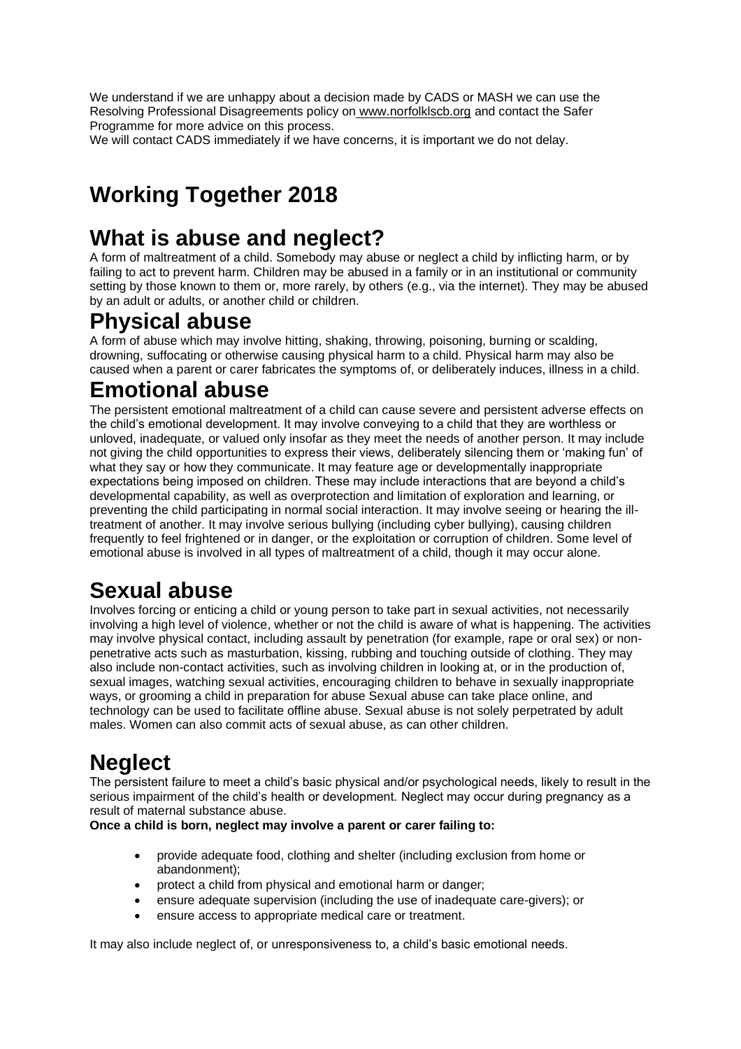We understand if we are unhappy about a decision made by CADS or MASH we can use the Resolving Professional Disagreements policy on www.norfolklscb.org and contact the Safer Programme for more advice on this process.
We will contact CADS immediately if we have concerns, it is important we do not delay.

# Working Together 2018

# What is abuse and neglect?

A form of maltreatment of a child. Somebody may abuse or neglect a child by inflicting harm, or by failing to act to prevent harm. Children may be abused in a family or in an institutional or community setting by those known to them or, more rarely, by others (e.g., via the internet). They may be abused by an adult or adults, or another child or children.

# Physical abuse

A form of abuse which may involve hitting, shaking, throwing, poisoning, burning or scalding, drowning, suffocating or otherwise causing physical harm to a child. Physical harm may also be caused when a parent or carer fabricates the symptoms of, or deliberately induces, illness in a child.

# Emotional abuse

The persistent emotional maltreatment of a child can cause severe and persistent adverse effects on the child's emotional development. It may involve conveying to a child that they are worthless or unloved, inadequate, or valued only insofar as they meet the needs of another person. It may include not giving the child opportunities to express their views, deliberately silencing them or 'making fun' of what they say or how they communicate. It may feature age or developmentally inappropriate expectations being imposed on children. These may include interactions that are beyond a child's developmental capability, as well as overprotection and limitation of exploration and learning, or preventing the child participating in normal social interaction. It may involve seeing or hearing the ill-treatment of another. It may involve serious bullying (including cyber bullying), causing children frequently to feel frightened or in danger, or the exploitation or corruption of children. Some level of emotional abuse is involved in all types of maltreatment of a child, though it may occur alone.

# Sexual abuse

Involves forcing or enticing a child or young person to take part in sexual activities, not necessarily involving a high level of violence, whether or not the child is aware of what is happening. The activities may involve physical contact, including assault by penetration (for example, rape or oral sex) or non-penetrative acts such as masturbation, kissing, rubbing and touching outside of clothing. They may also include non-contact activities, such as involving children in looking at, or in the production of, sexual images, watching sexual activities, encouraging children to behave in sexually inappropriate ways, or grooming a child in preparation for abuse Sexual abuse can take place online, and technology can be used to facilitate offline abuse. Sexual abuse is not solely perpetrated by adult males. Women can also commit acts of sexual abuse, as can other children.

# Neglect

The persistent failure to meet a child's basic physical and/or psychological needs, likely to result in the serious impairment of the child's health or development. Neglect may occur during pregnancy as a result of maternal substance abuse.

**Once a child is born, neglect may involve a parent or carer failing to:**

- provide adequate food, clothing and shelter (including exclusion from home or abandonment);
- protect a child from physical and emotional harm or danger;
- ensure adequate supervision (including the use of inadequate care-givers); or
- ensure access to appropriate medical care or treatment.

It may also include neglect of, or unresponsiveness to, a child's basic emotional needs.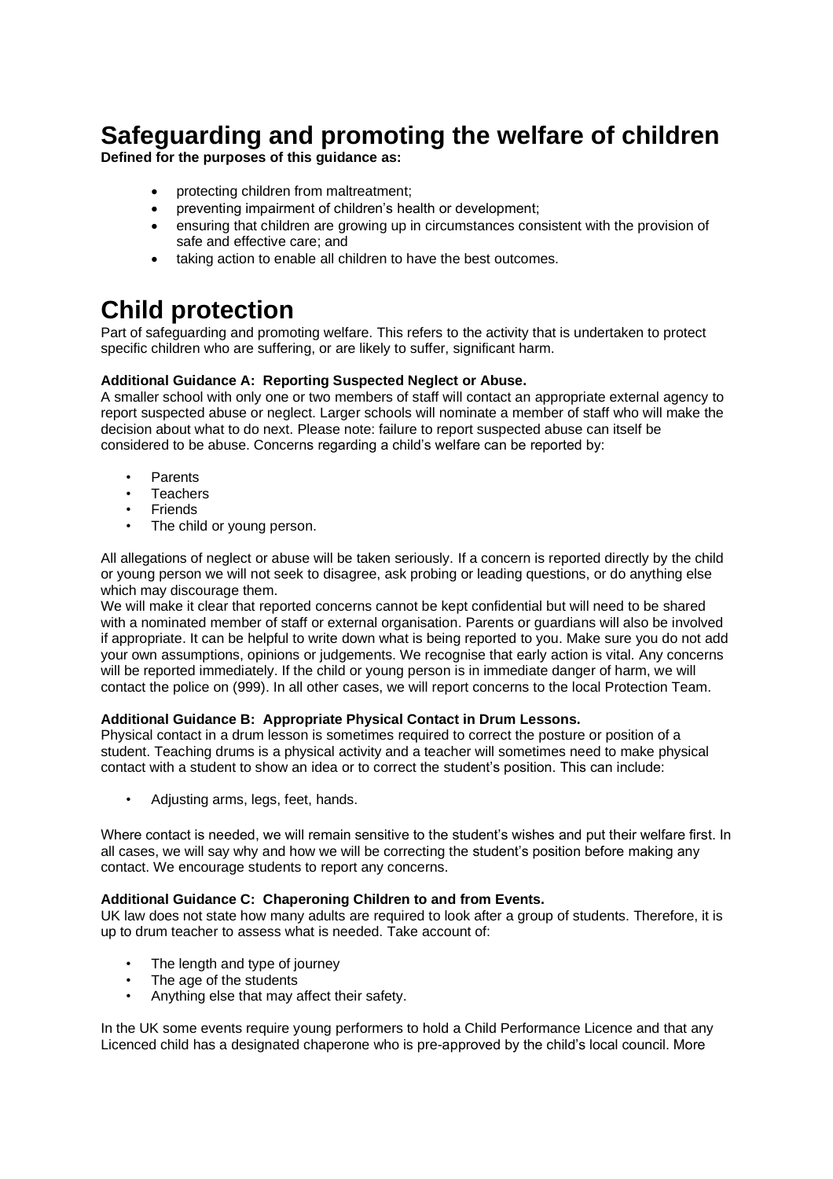# Safeguarding and promoting the welfare of children

**Defined for the purposes of this guidance as:**

- protecting children from maltreatment;
- preventing impairment of children's health or development;
- ensuring that children are growing up in circumstances consistent with the provision of safe and effective care; and
- taking action to enable all children to have the best outcomes.

# Child protection

Part of safeguarding and promoting welfare. This refers to the activity that is undertaken to protect specific children who are suffering, or are likely to suffer, significant harm.

**Additional Guidance A: Reporting Suspected Neglect or Abuse.**

A smaller school with only one or two members of staff will contact an appropriate external agency to report suspected abuse or neglect. Larger schools will nominate a member of staff who will make the decision about what to do next. Please note: failure to report suspected abuse can itself be considered to be abuse. Concerns regarding a child's welfare can be reported by:

- Parents
- Teachers
- Friends
- The child or young person.

All allegations of neglect or abuse will be taken seriously. If a concern is reported directly by the child or young person we will not seek to disagree, ask probing or leading questions, or do anything else which may discourage them.

We will make it clear that reported concerns cannot be kept confidential but will need to be shared with a nominated member of staff or external organisation. Parents or guardians will also be involved if appropriate. It can be helpful to write down what is being reported to you. Make sure you do not add your own assumptions, opinions or judgements. We recognise that early action is vital. Any concerns will be reported immediately. If the child or young person is in immediate danger of harm, we will contact the police on (999). In all other cases, we will report concerns to the local Protection Team.

**Additional Guidance B: Appropriate Physical Contact in Drum Lessons.**

Physical contact in a drum lesson is sometimes required to correct the posture or position of a student. Teaching drums is a physical activity and a teacher will sometimes need to make physical contact with a student to show an idea or to correct the student's position. This can include:

- Adjusting arms, legs, feet, hands.

Where contact is needed, we will remain sensitive to the student's wishes and put their welfare first. In all cases, we will say why and how we will be correcting the student's position before making any contact. We encourage students to report any concerns.

**Additional Guidance C: Chaperoning Children to and from Events.**

UK law does not state how many adults are required to look after a group of students. Therefore, it is up to drum teacher to assess what is needed. Take account of:

- The length and type of journey
- The age of the students
- Anything else that may affect their safety.

In the UK some events require young performers to hold a Child Performance Licence and that any Licenced child has a designated chaperone who is pre-approved by the child's local council. More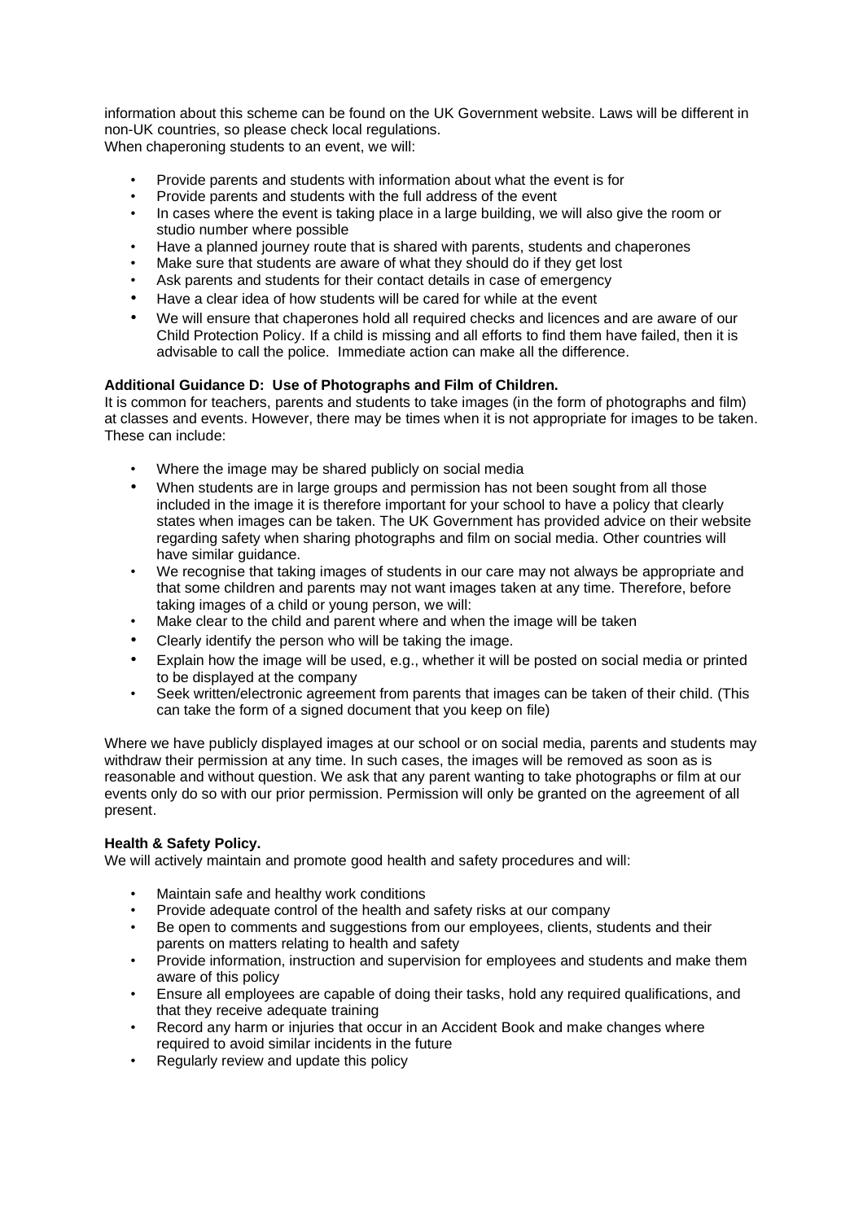information about this scheme can be found on the UK Government website. Laws will be different in non-UK countries, so please check local regulations.
When chaperoning students to an event, we will:

- Provide parents and students with information about what the event is for
- Provide parents and students with the full address of the event
- In cases where the event is taking place in a large building, we will also give the room or studio number where possible
- Have a planned journey route that is shared with parents, students and chaperones
- Make sure that students are aware of what they should do if they get lost
- Ask parents and students for their contact details in case of emergency
- Have a clear idea of how students will be cared for while at the event
- We will ensure that chaperones hold all required checks and licences and are aware of our Child Protection Policy. If a child is missing and all efforts to find them have failed, then it is advisable to call the police. Immediate action can make all the difference.

**Additional Guidance D: Use of Photographs and Film of Children.**
It is common for teachers, parents and students to take images (in the form of photographs and film) at classes and events. However, there may be times when it is not appropriate for images to be taken. These can include:

- Where the image may be shared publicly on social media
- When students are in large groups and permission has not been sought from all those included in the image it is therefore important for your school to have a policy that clearly states when images can be taken. The UK Government has provided advice on their website regarding safety when sharing photographs and film on social media. Other countries will have similar guidance.
- We recognise that taking images of students in our care may not always be appropriate and that some children and parents may not want images taken at any time. Therefore, before taking images of a child or young person, we will:
- Make clear to the child and parent where and when the image will be taken
- Clearly identify the person who will be taking the image.
- Explain how the image will be used, e.g., whether it will be posted on social media or printed to be displayed at the company
- Seek written/electronic agreement from parents that images can be taken of their child. (This can take the form of a signed document that you keep on file)

Where we have publicly displayed images at our school or on social media, parents and students may withdraw their permission at any time. In such cases, the images will be removed as soon as is reasonable and without question. We ask that any parent wanting to take photographs or film at our events only do so with our prior permission. Permission will only be granted on the agreement of all present.

**Health & Safety Policy.**
We will actively maintain and promote good health and safety procedures and will:

- Maintain safe and healthy work conditions
- Provide adequate control of the health and safety risks at our company
- Be open to comments and suggestions from our employees, clients, students and their parents on matters relating to health and safety
- Provide information, instruction and supervision for employees and students and make them aware of this policy
- Ensure all employees are capable of doing their tasks, hold any required qualifications, and that they receive adequate training
- Record any harm or injuries that occur in an Accident Book and make changes where required to avoid similar incidents in the future
- Regularly review and update this policy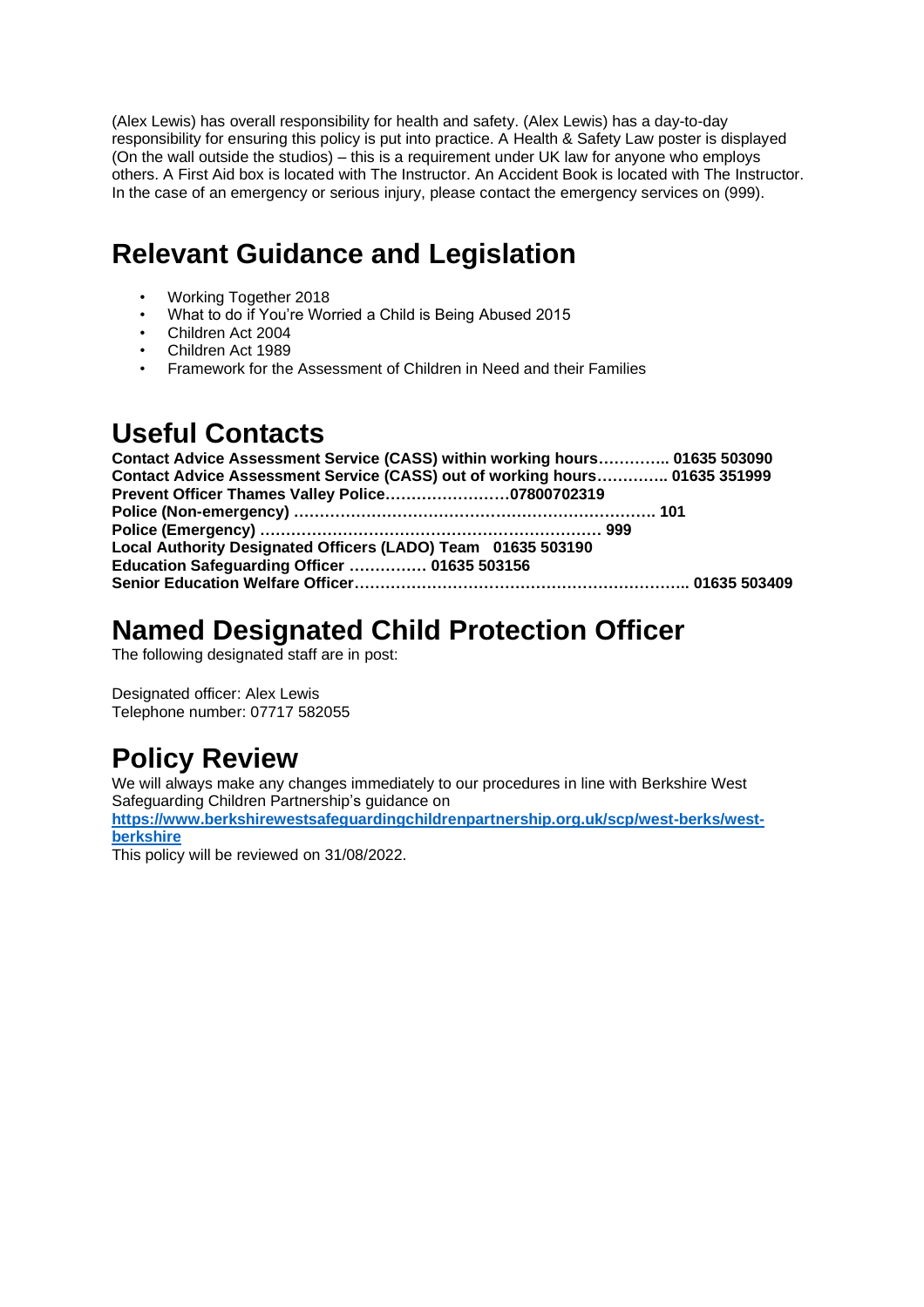(Alex Lewis) has overall responsibility for health and safety. (Alex Lewis) has a day-to-day responsibility for ensuring this policy is put into practice. A Health & Safety Law poster is displayed (On the wall outside the studios) – this is a requirement under UK law for anyone who employs others. A First Aid box is located with The Instructor. An Accident Book is located with The Instructor. In the case of an emergency or serious injury, please contact the emergency services on (999).

## Relevant Guidance and Legislation

- Working Together 2018
- What to do if You're Worried a Child is Being Abused 2015
- Children Act 2004
- Children Act 1989
- Framework for the Assessment of Children in Need and their Families

## Useful Contacts

**Contact Advice Assessment Service (CASS) within working hours………….. 01635 503090**
**Contact Advice Assessment Service (CASS) out of working hours………….. 01635 351999**
**Prevent Officer Thames Valley Police……………………07800702319**
**Police (Non-emergency) ………………………………………………………… 101**
**Police (Emergency) ………………………………………………………… 999**
**Local Authority Designated Officers (LADO) Team 01635 503190**
**Education Safeguarding Officer …………… 01635 503156**
**Senior Education Welfare Officer……………………………………………………….. 01635 503409**

## Named Designated Child Protection Officer

The following designated staff are in post:

Designated officer: Alex Lewis
Telephone number: 07717 582055

## Policy Review

We will always make any changes immediately to our procedures in line with Berkshire West Safeguarding Children Partnership's guidance on
[https://www.berkshirewestsafeguardingchildrenpartnership.org.uk/scp/west-berks/west-berkshire](https://www.berkshirewestsafeguardingchildrenpartnership.org.uk/scp/west-berks/west-berkshire)
This policy will be reviewed on 31/08/2022.